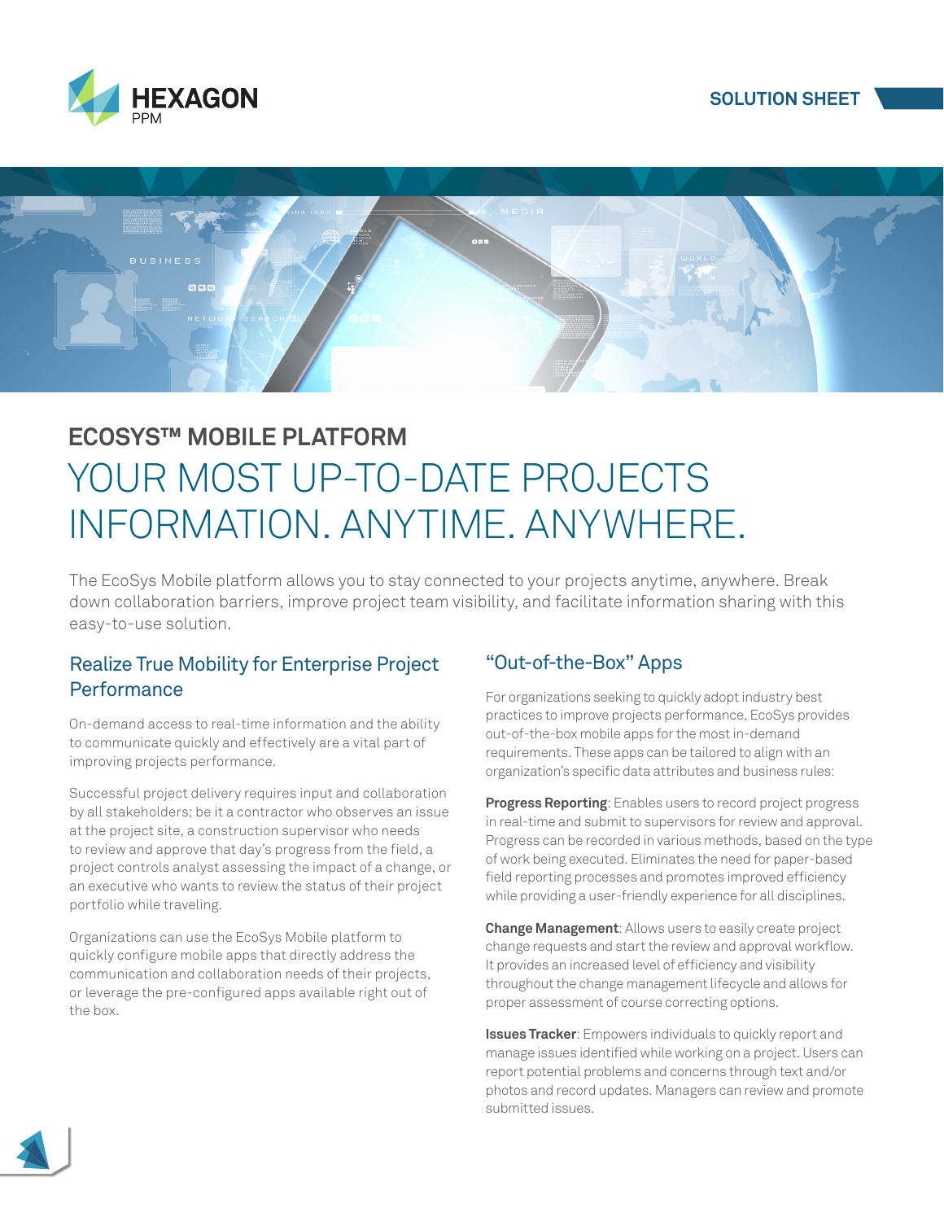HEXAGON PPM

SOLUTION SHEET

## ECOSYS™ MOBILE PLATFORM

# YOUR MOST UP-TO-DATE PROJECTS INFORMATION. ANYTIME. ANYWHERE.

The EcoSys Mobile platform allows you to stay connected to your projects anytime, anywhere. Break down collaboration barriers, improve project team visibility, and facilitate information sharing with this easy-to-use solution.

### Realize True Mobility for Enterprise Project Performance

On-demand access to real-time information and the ability to communicate quickly and effectively are a vital part of improving projects performance.

Successful project delivery requires input and collaboration by all stakeholders; be it a contractor who observes an issue at the project site, a construction supervisor who needs to review and approve that day's progress from the field, a project controls analyst assessing the impact of a change, or an executive who wants to review the status of their project portfolio while traveling.

Organizations can use the EcoSys Mobile platform to quickly configure mobile apps that directly address the communication and collaboration needs of their projects, or leverage the pre-configured apps available right out of the box.

### "Out-of-the-Box" Apps

For organizations seeking to quickly adopt industry best practices to improve projects performance, EcoSys provides out-of-the-box mobile apps for the most in-demand requirements. These apps can be tailored to align with an organization's specific data attributes and business rules:

**Progress Reporting**: Enables users to record project progress in real-time and submit to supervisors for review and approval. Progress can be recorded in various methods, based on the type of work being executed. Eliminates the need for paper-based field reporting processes and promotes improved efficiency while providing a user-friendly experience for all disciplines.

**Change Management**: Allows users to easily create project change requests and start the review and approval workflow. It provides an increased level of efficiency and visibility throughout the change management lifecycle and allows for proper assessment of course correcting options.

**Issues Tracker**: Empowers individuals to quickly report and manage issues identified while working on a project. Users can report potential problems and concerns through text and/or photos and record updates. Managers can review and promote submitted issues.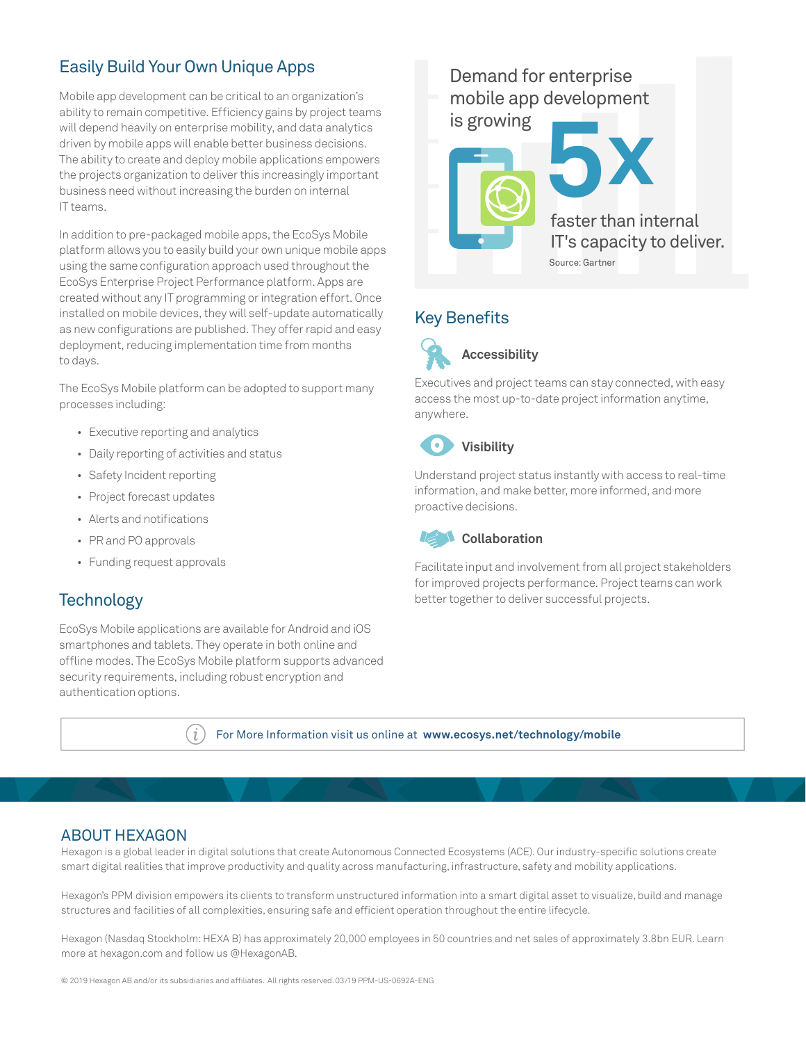## Easily Build Your Own Unique Apps

Mobile app development can be critical to an organization's ability to remain competitive. Efficiency gains by project teams will depend heavily on enterprise mobility, and data analytics driven by mobile apps will enable better business decisions. The ability to create and deploy mobile applications empowers the projects organization to deliver this increasingly important business need without increasing the burden on internal IT teams.

In addition to pre-packaged mobile apps, the EcoSys Mobile platform allows you to easily build your own unique mobile apps using the same configuration approach used throughout the EcoSys Enterprise Project Performance platform. Apps are created without any IT programming or integration effort. Once installed on mobile devices, they will self-update automatically as new configurations are published. They offer rapid and easy deployment, reducing implementation time from months to days.

The EcoSys Mobile platform can be adopted to support many processes including:

- Executive reporting and analytics
- Daily reporting of activities and status
- Safety Incident reporting
- Project forecast updates
- Alerts and notifications
- PR and PO approvals
- Funding request approvals

## Technology

EcoSys Mobile applications are available for Android and iOS smartphones and tablets. They operate in both online and offline modes. The EcoSys Mobile platform supports advanced security requirements, including robust encryption and authentication options.

Demand for enterprise mobile app development is growing

5x

faster than internal IT's capacity to deliver.

Source: Gartner

## Key Benefits

### Accessibility

Executives and project teams can stay connected, with easy access the most up-to-date project information anytime, anywhere.

### Visibility

Understand project status instantly with access to real-time information, and make better, more informed, and more proactive decisions.

### Collaboration

Facilitate input and involvement from all project stakeholders for improved projects performance. Project teams can work better together to deliver successful projects.

For More Information visit us online at **www.ecosys.net/technology/mobile**

## ABOUT HEXAGON

Hexagon is a global leader in digital solutions that create Autonomous Connected Ecosystems (ACE). Our industry-specific solutions create smart digital realities that improve productivity and quality across manufacturing, infrastructure, safety and mobility applications.

Hexagon's PPM division empowers its clients to transform unstructured information into a smart digital asset to visualize, build and manage structures and facilities of all complexities, ensuring safe and efficient operation throughout the entire lifecycle.

Hexagon (Nasdaq Stockholm: HEXA B) has approximately 20,000 employees in 50 countries and net sales of approximately 3.8bn EUR. Learn more at hexagon.com and follow us @HexagonAB.

© 2019 Hexagon AB and/or its subsidiaries and affiliates. All rights reserved. 03/19 PPM-US-0692A-ENG